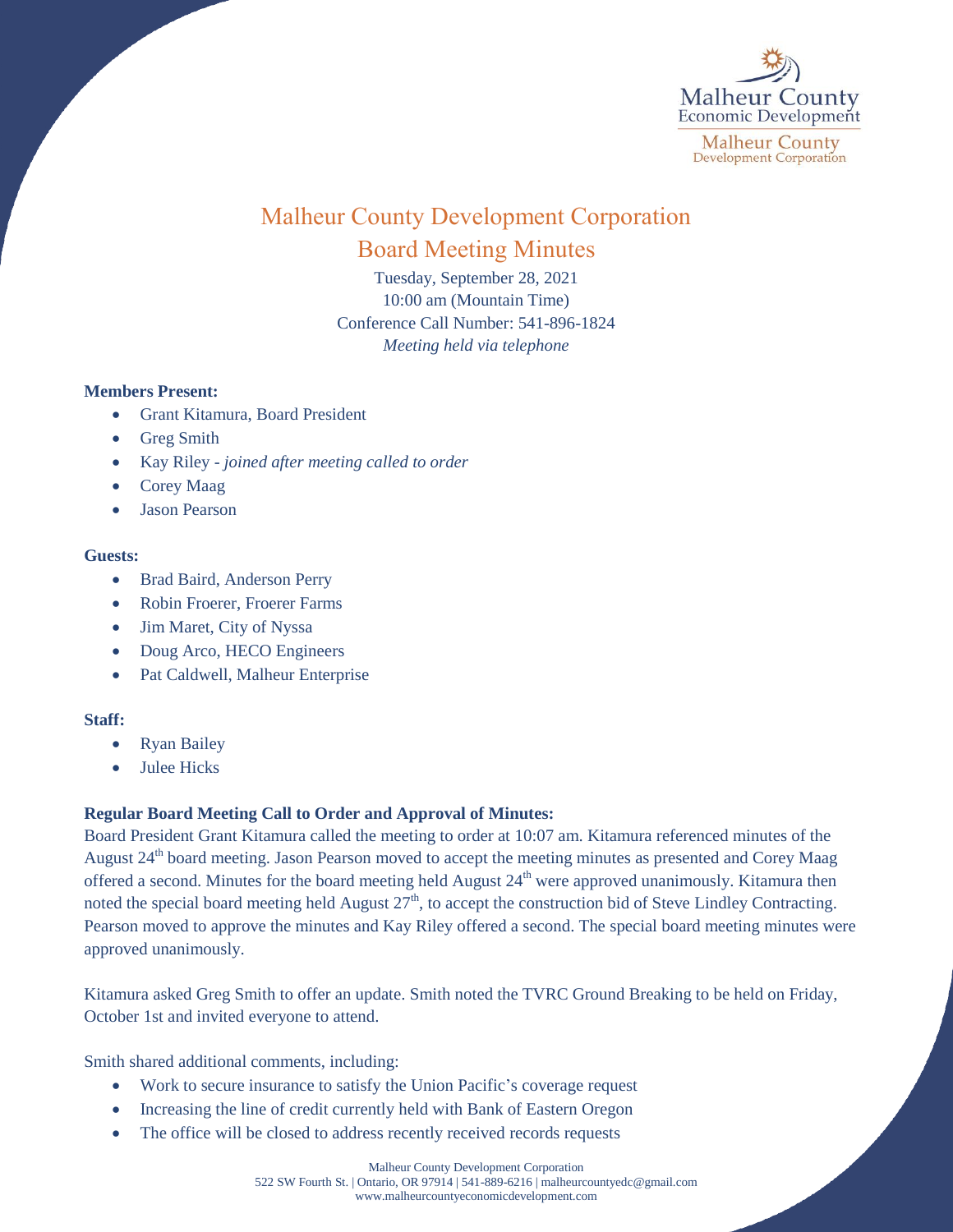# Malheur County Development Corporation

## Board Meeting Minutes

Tuesday, September 28, 2021
10:00 am (Mountain Time)
Conference Call Number: 541-896-1824
*Meeting held via telephone*

**Members Present:**

- Grant Kitamura, Board President
- Greg Smith
- Kay Riley - *joined after meeting called to order*
- Corey Maag
- Jason Pearson

**Guests:**

- Brad Baird, Anderson Perry
- Robin Froerer, Froerer Farms
- Jim Maret, City of Nyssa
- Doug Arco, HECO Engineers
- Pat Caldwell, Malheur Enterprise

**Staff:**

- Ryan Bailey
- Julee Hicks

**Regular Board Meeting Call to Order and Approval of Minutes:**

Board President Grant Kitamura called the meeting to order at 10:07 am. Kitamura referenced minutes of the August 24th board meeting. Jason Pearson moved to accept the meeting minutes as presented and Corey Maag offered a second. Minutes for the board meeting held August 24th were approved unanimously. Kitamura then noted the special board meeting held August 27th, to accept the construction bid of Steve Lindley Contracting. Pearson moved to approve the minutes and Kay Riley offered a second. The special board meeting minutes were approved unanimously.

Kitamura asked Greg Smith to offer an update. Smith noted the TVRC Ground Breaking to be held on Friday, October 1st and invited everyone to attend.

Smith shared additional comments, including:

- Work to secure insurance to satisfy the Union Pacific's coverage request
- Increasing the line of credit currently held with Bank of Eastern Oregon
- The office will be closed to address recently received records requests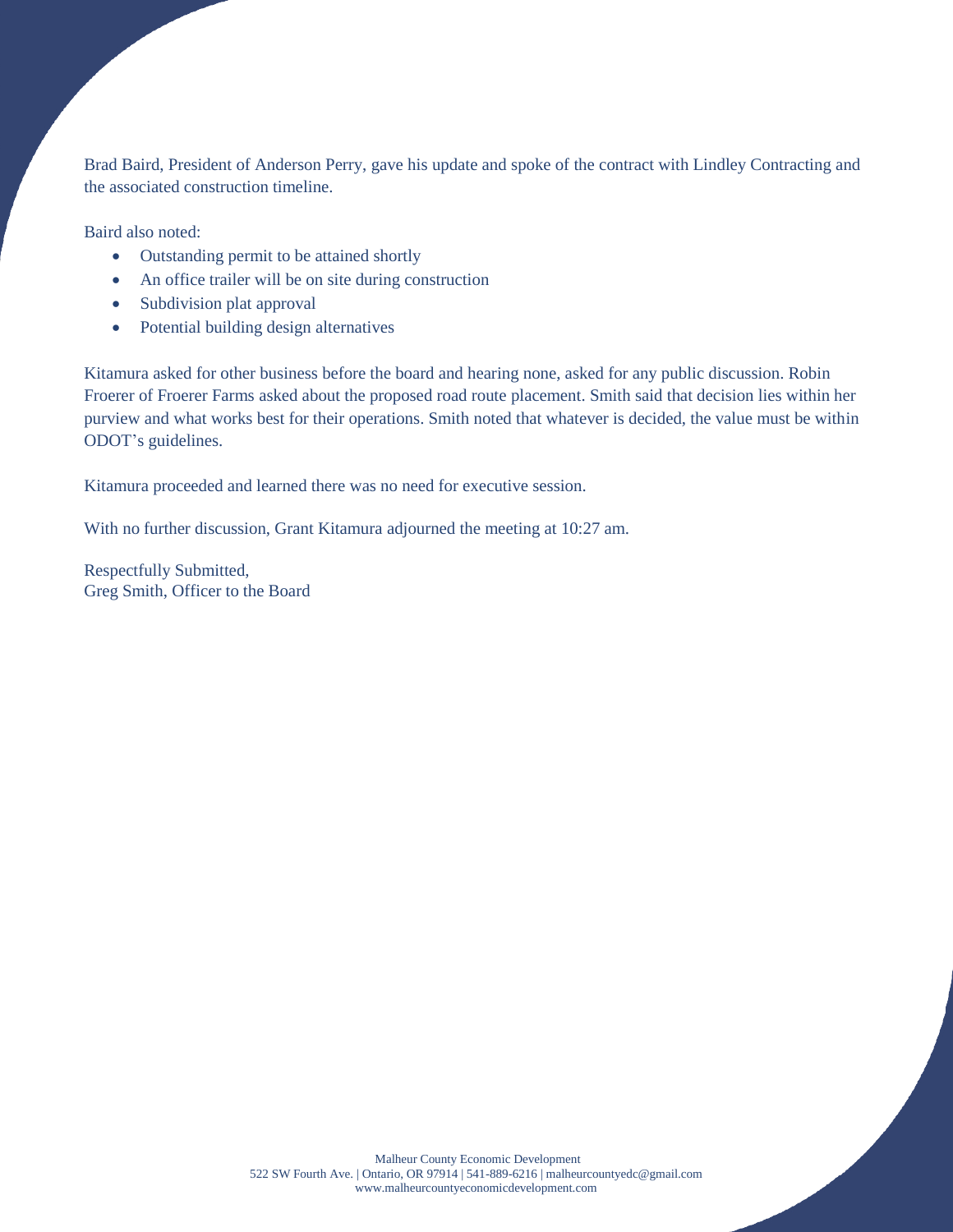Brad Baird, President of Anderson Perry, gave his update and spoke of the contract with Lindley Contracting and the associated construction timeline.

Baird also noted:

- Outstanding permit to be attained shortly
- An office trailer will be on site during construction
- Subdivision plat approval
- Potential building design alternatives

Kitamura asked for other business before the board and hearing none, asked for any public discussion. Robin Froerer of Froerer Farms asked about the proposed road route placement. Smith said that decision lies within her purview and what works best for their operations. Smith noted that whatever is decided, the value must be within ODOT's guidelines.

Kitamura proceeded and learned there was no need for executive session.

With no further discussion, Grant Kitamura adjourned the meeting at 10:27 am.

Respectfully Submitted,
Greg Smith, Officer to the Board